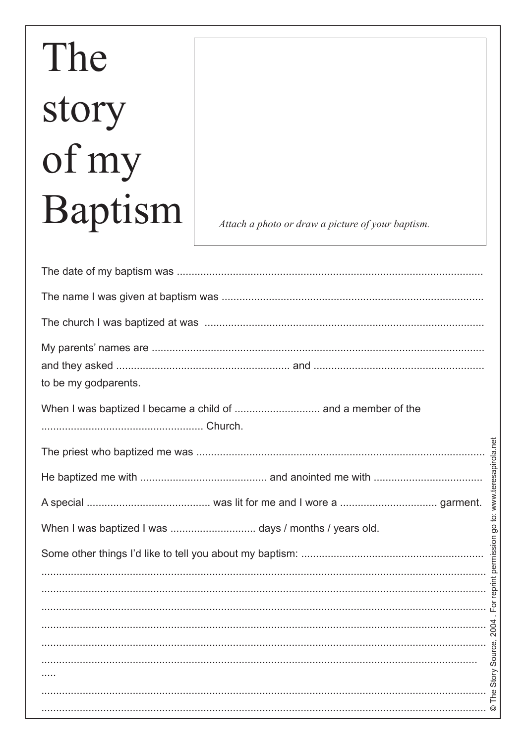# The story of my Baptism

*Attach a photo or draw a picture of your baptism.*

The date of my baptism was .......................................................................................................

The name I was given at baptism was ........................................................................................

The church I was baptized at was ..............................................................................................

My parents' names are ................................................................................................................
and they asked .......................................................... and ..........................................................
to be my godparents.

When I was baptized I became a child of ............................. and a member of the
....................................................... Church.

The priest who baptized me was .................................................................................................

He baptized me with .......................................... and anointed me with ....................................

A special .......................................... was lit for me and I wore a ................................. garment.

When I was baptized I was ............................ days / months / years old.

Some other things I'd like to tell you about my baptism: .............................................................
.......................................................................................................................................................
.......................................................................................................................................................
.......................................................................................................................................................
.......................................................................................................................................................
.......................................................................................................................................................
.......................................................................................................................................................
.....
.......................................................................................................................................................
.......................................................................................................................................................

© The Story Source, 2004 . For reprint permission go to: www.teresapirola.net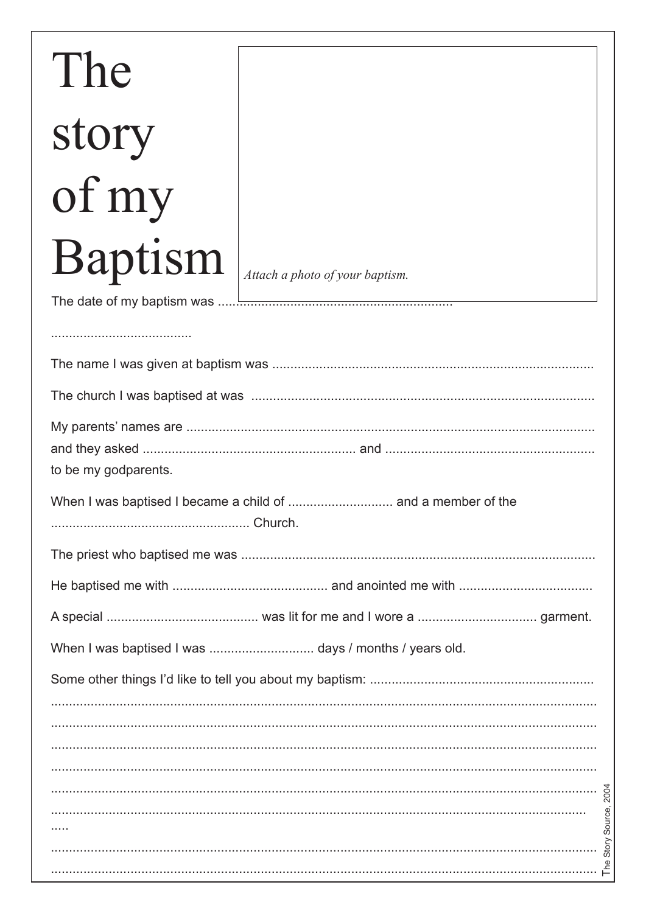# The story of my Baptism

*Attach a photo of your baptism.*

The date of my baptism was ................................................................

......................................

The name I was given at baptism was ........................................................................................

The church I was baptised at was ..............................................................................................

My parents' names are ................................................................................................................
and they asked .......................................................... and .........................................................
to be my godparents.

When I was baptised I became a child of ............................ and a member of the
...................................................... Church.

The priest who baptised me was .................................................................................................

He baptised me with .......................................... and anointed me with ....................................

A special .......................................... was lit for me and I wore a ................................ garment.

When I was baptised I was ............................ days / months / years old.

Some other things I'd like to tell you about my baptism: .............................................................
.......................................................................................................................................................
.......................................................................................................................................................
.......................................................................................................................................................
.......................................................................................................................................................
.......................................................................................................................................................
....................................................................................................................................................
.....
.......................................................................................................................................................
.......................................................................................................................................................

The Story Source, 2004